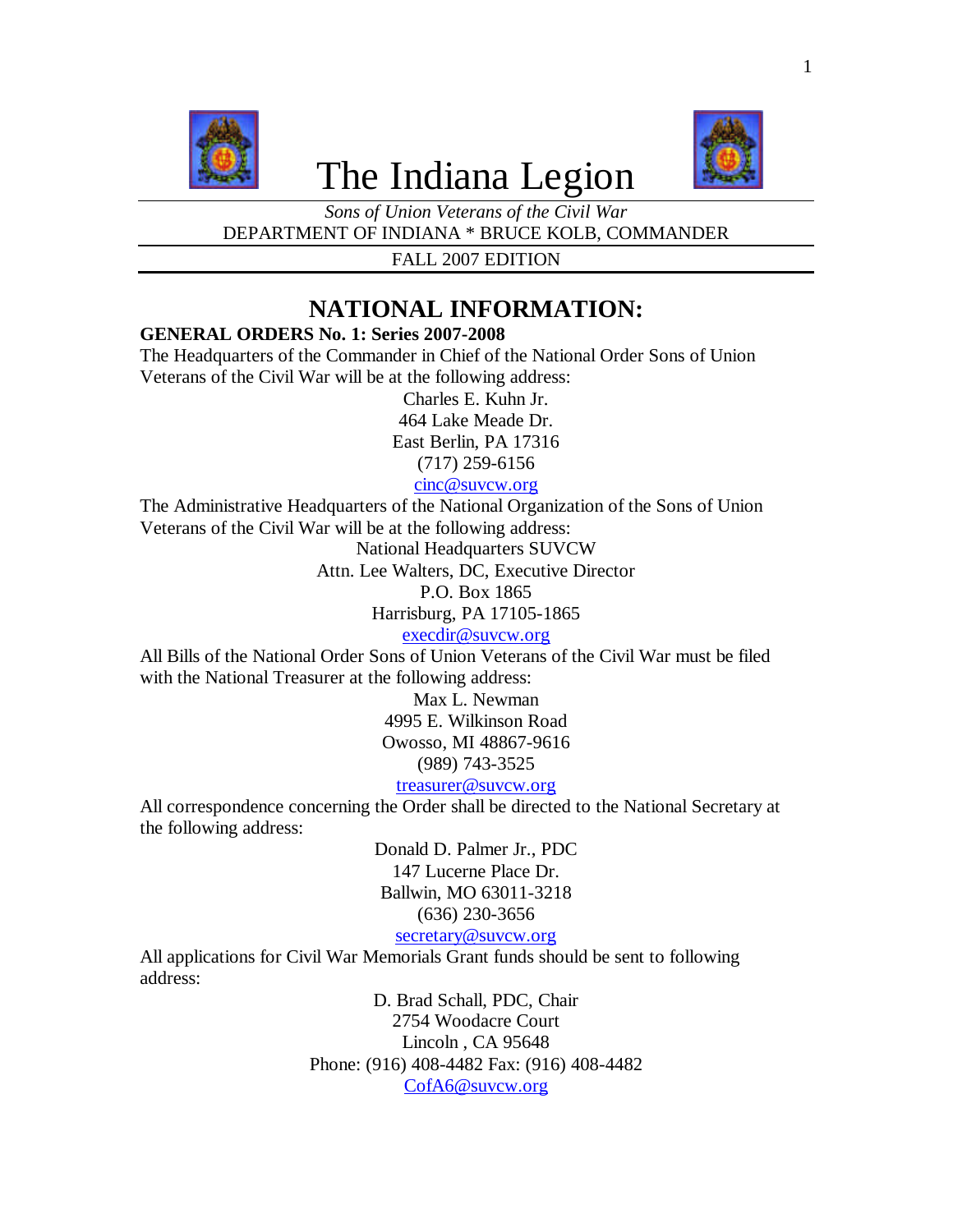# The Indiana Legion

*Sons of Union Veterans of the Civil War*

DEPARTMENT OF INDIANA * BRUCE KOLB, COMMANDER

FALL 2007 EDITION

## NATIONAL INFORMATION:

**GENERAL ORDERS No. 1: Series 2007-2008**

The Headquarters of the Commander in Chief of the National Order Sons of Union Veterans of the Civil War will be at the following address:

Charles E. Kuhn Jr.
464 Lake Meade Dr.
East Berlin, PA 17316
(717) 259-6156
cinc@suvcw.org

The Administrative Headquarters of the National Organization of the Sons of Union Veterans of the Civil War will be at the following address:

National Headquarters SUVCW
Attn. Lee Walters, DC, Executive Director
P.O. Box 1865
Harrisburg, PA 17105-1865
execdir@suvcw.org

All Bills of the National Order Sons of Union Veterans of the Civil War must be filed with the National Treasurer at the following address:

Max L. Newman
4995 E. Wilkinson Road
Owosso, MI 48867-9616
(989) 743-3525
treasurer@suvcw.org

All correspondence concerning the Order shall be directed to the National Secretary at the following address:

Donald D. Palmer Jr., PDC
147 Lucerne Place Dr.
Ballwin, MO 63011-3218
(636) 230-3656
secretary@suvcw.org

All applications for Civil War Memorials Grant funds should be sent to following address:

D. Brad Schall, PDC, Chair
2754 Woodacre Court
Lincoln , CA 95648
Phone: (916) 408-4482 Fax: (916) 408-4482
CofA6@suvcw.org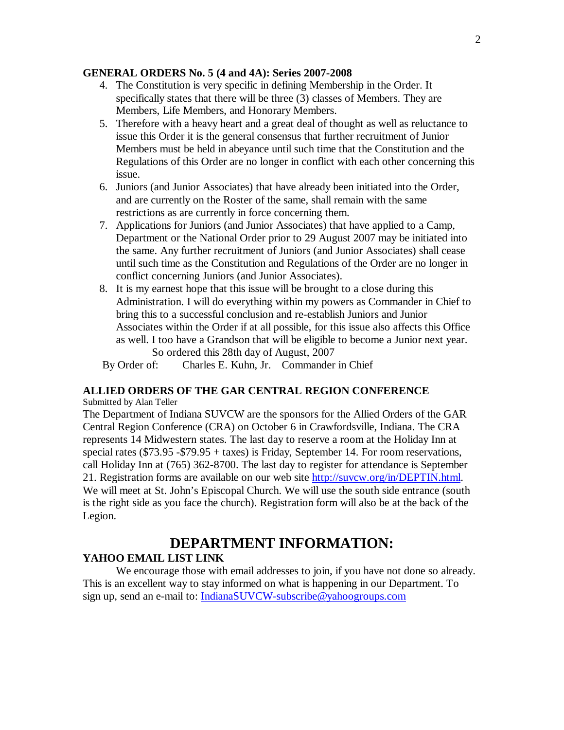**GENERAL ORDERS No. 5 (4 and 4A): Series 2007-2008**

4. The Constitution is very specific in defining Membership in the Order. It specifically states that there will be three (3) classes of Members. They are Members, Life Members, and Honorary Members.
5. Therefore with a heavy heart and a great deal of thought as well as reluctance to issue this Order it is the general consensus that further recruitment of Junior Members must be held in abeyance until such time that the Constitution and the Regulations of this Order are no longer in conflict with each other concerning this issue.
6. Juniors (and Junior Associates) that have already been initiated into the Order, and are currently on the Roster of the same, shall remain with the same restrictions as are currently in force concerning them.
7. Applications for Juniors (and Junior Associates) that have applied to a Camp, Department or the National Order prior to 29 August 2007 may be initiated into the same. Any further recruitment of Juniors (and Junior Associates) shall cease until such time as the Constitution and Regulations of the Order are no longer in conflict concerning Juniors (and Junior Associates).
8. It is my earnest hope that this issue will be brought to a close during this Administration. I will do everything within my powers as Commander in Chief to bring this to a successful conclusion and re-establish Juniors and Junior Associates within the Order if at all possible, for this issue also affects this Office as well. I too have a Grandson that will be eligible to become a Junior next year.

So ordered this 28th day of August, 2007

By Order of: Charles E. Kuhn, Jr. Commander in Chief

**ALLIED ORDERS OF THE GAR CENTRAL REGION CONFERENCE**

Submitted by Alan Teller

The Department of Indiana SUVCW are the sponsors for the Allied Orders of the GAR Central Region Conference (CRA) on October 6 in Crawfordsville, Indiana. The CRA represents 14 Midwestern states. The last day to reserve a room at the Holiday Inn at special rates ($73.95 -$79.95 + taxes) is Friday, September 14. For room reservations, call Holiday Inn at (765) 362-8700. The last day to register for attendance is September 21. Registration forms are available on our web site http://suvcw.org/in/DEPTIN.html. We will meet at St. John's Episcopal Church. We will use the south side entrance (south is the right side as you face the church). Registration form will also be at the back of the Legion.

# DEPARTMENT INFORMATION:

**YAHOO EMAIL LIST LINK**

We encourage those with email addresses to join, if you have not done so already. This is an excellent way to stay informed on what is happening in our Department. To sign up, send an e-mail to: IndianaSUVCW-subscribe@yahoogroups.com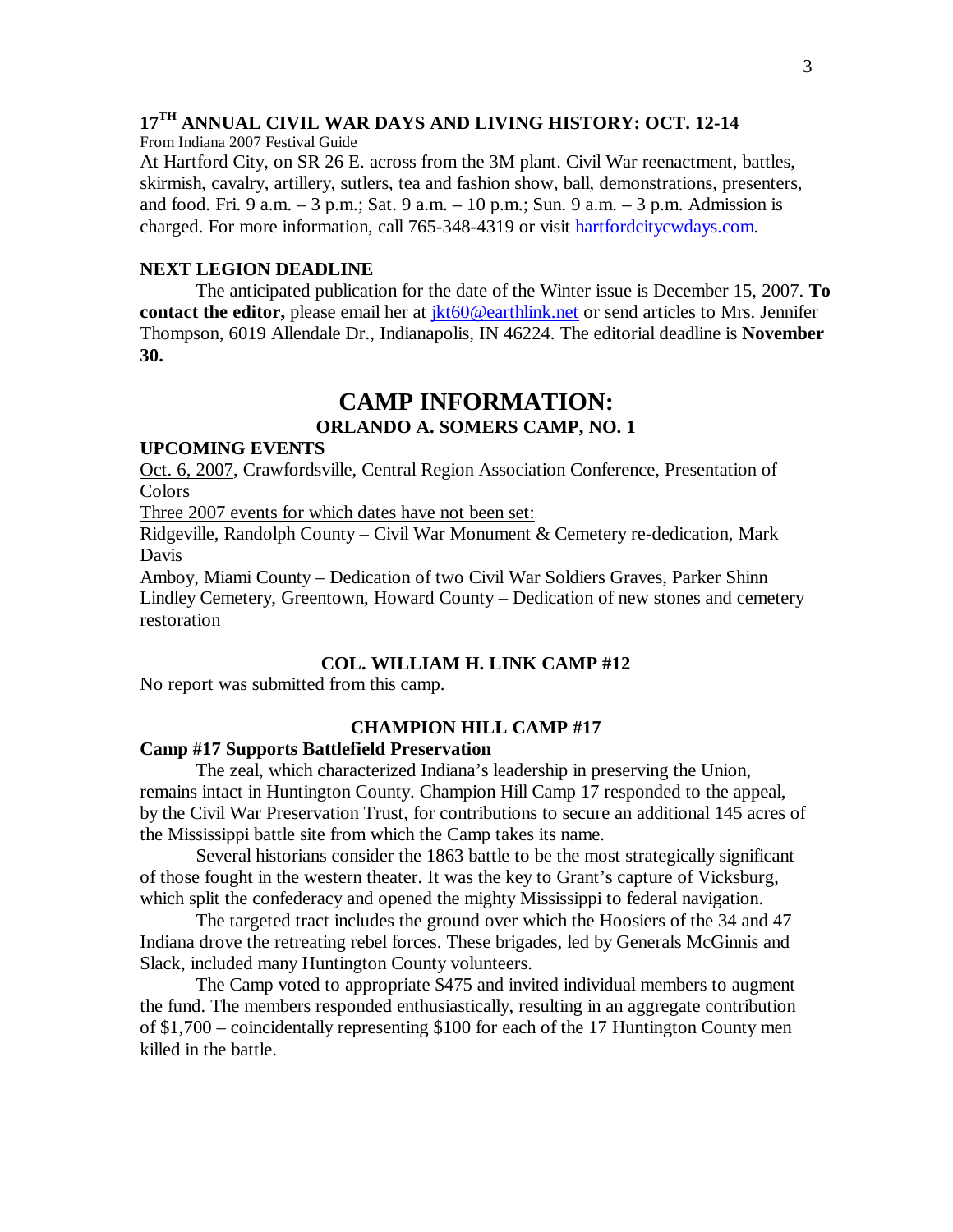## 17TH ANNUAL CIVIL WAR DAYS AND LIVING HISTORY: OCT. 12-14

From Indiana 2007 Festival Guide

At Hartford City, on SR 26 E. across from the 3M plant. Civil War reenactment, battles, skirmish, cavalry, artillery, sutlers, tea and fashion show, ball, demonstrations, presenters, and food. Fri. 9 a.m. – 3 p.m.; Sat. 9 a.m. – 10 p.m.; Sun. 9 a.m. – 3 p.m. Admission is charged. For more information, call 765-348-4319 or visit hartfordcitycwdays.com.

## NEXT LEGION DEADLINE

The anticipated publication for the date of the Winter issue is December 15, 2007. **To contact the editor,** please email her at jkt60@earthlink.net or send articles to Mrs. Jennifer Thompson, 6019 Allendale Dr., Indianapolis, IN 46224. The editorial deadline is **November 30.**

# CAMP INFORMATION:

## ORLANDO A. SOMERS CAMP, NO. 1

### UPCOMING EVENTS

Oct. 6, 2007, Crawfordsville, Central Region Association Conference, Presentation of Colors

Three 2007 events for which dates have not been set:

Ridgeville, Randolph County – Civil War Monument & Cemetery re-dedication, Mark Davis

Amboy, Miami County – Dedication of two Civil War Soldiers Graves, Parker Shinn

Lindley Cemetery, Greentown, Howard County – Dedication of new stones and cemetery restoration

## COL. WILLIAM H. LINK CAMP #12

No report was submitted from this camp.

## CHAMPION HILL CAMP #17

### Camp #17 Supports Battlefield Preservation

The zeal, which characterized Indiana's leadership in preserving the Union, remains intact in Huntington County. Champion Hill Camp 17 responded to the appeal, by the Civil War Preservation Trust, for contributions to secure an additional 145 acres of the Mississippi battle site from which the Camp takes its name.

Several historians consider the 1863 battle to be the most strategically significant of those fought in the western theater. It was the key to Grant's capture of Vicksburg, which split the confederacy and opened the mighty Mississippi to federal navigation.

The targeted tract includes the ground over which the Hoosiers of the 34 and 47 Indiana drove the retreating rebel forces. These brigades, led by Generals McGinnis and Slack, included many Huntington County volunteers.

The Camp voted to appropriate $475 and invited individual members to augment the fund. The members responded enthusiastically, resulting in an aggregate contribution of $1,700 – coincidentally representing $100 for each of the 17 Huntington County men killed in the battle.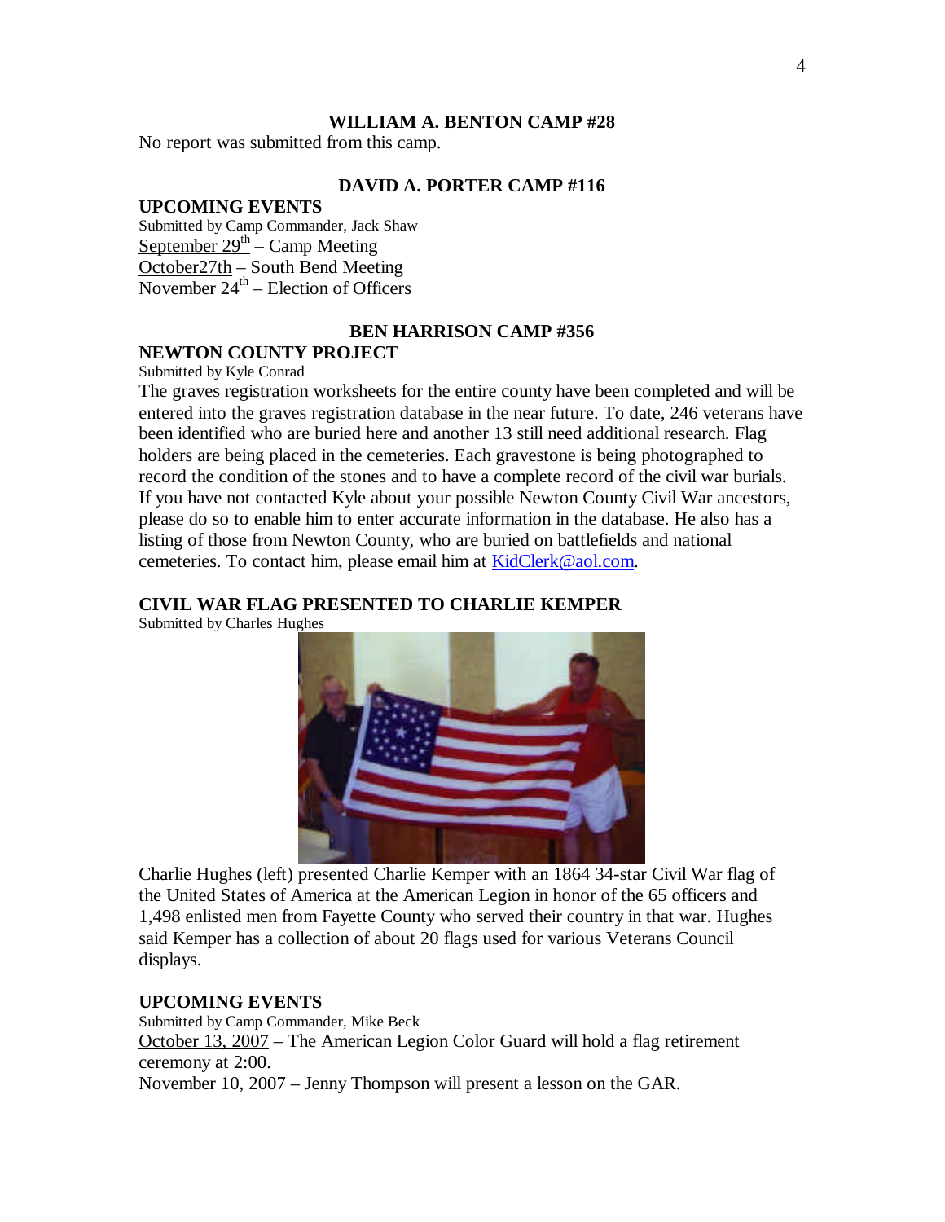## WILLIAM A. BENTON CAMP #28

No report was submitted from this camp.

## DAVID A. PORTER CAMP #116

### UPCOMING EVENTS

Submitted by Camp Commander, Jack Shaw

September 29th – Camp Meeting
October27th – South Bend Meeting
November 24th – Election of Officers

## BEN HARRISON CAMP #356

### NEWTON COUNTY PROJECT

Submitted by Kyle Conrad

The graves registration worksheets for the entire county have been completed and will be entered into the graves registration database in the near future. To date, 246 veterans have been identified who are buried here and another 13 still need additional research. Flag holders are being placed in the cemeteries. Each gravestone is being photographed to record the condition of the stones and to have a complete record of the civil war burials. If you have not contacted Kyle about your possible Newton County Civil War ancestors, please do so to enable him to enter accurate information in the database. He also has a listing of those from Newton County, who are buried on battlefields and national cemeteries. To contact him, please email him at KidClerk@aol.com.

### CIVIL WAR FLAG PRESENTED TO CHARLIE KEMPER

Submitted by Charles Hughes

Charlie Hughes (left) presented Charlie Kemper with an 1864 34-star Civil War flag of the United States of America at the American Legion in honor of the 65 officers and 1,498 enlisted men from Fayette County who served their country in that war. Hughes said Kemper has a collection of about 20 flags used for various Veterans Council displays.

### UPCOMING EVENTS

Submitted by Camp Commander, Mike Beck

October 13, 2007 – The American Legion Color Guard will hold a flag retirement ceremony at 2:00.
November 10, 2007 – Jenny Thompson will present a lesson on the GAR.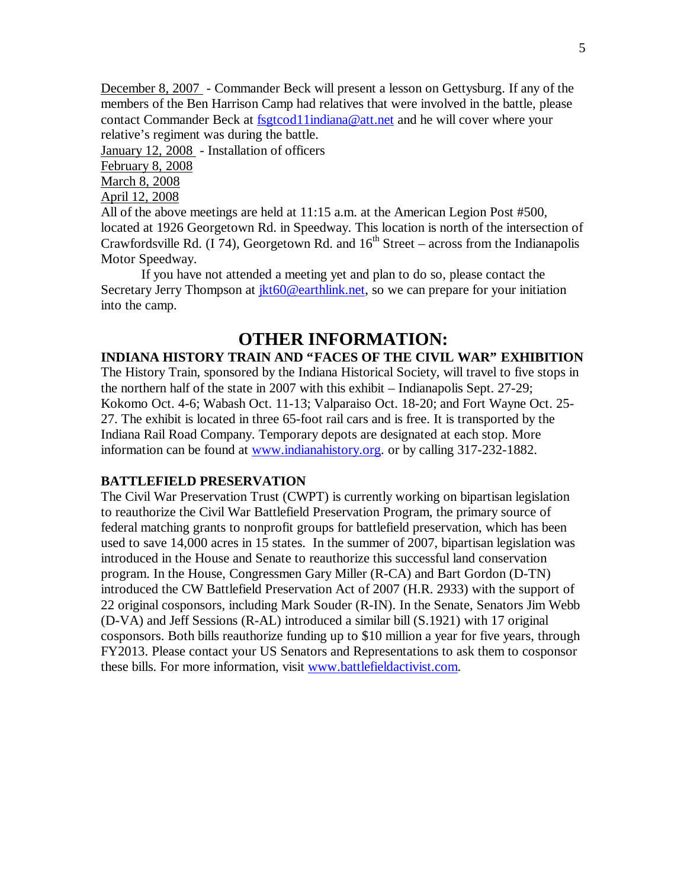December 8, 2007 - Commander Beck will present a lesson on Gettysburg. If any of the members of the Ben Harrison Camp had relatives that were involved in the battle, please contact Commander Beck at fsgtcod11indiana@att.net and he will cover where your relative's regiment was during the battle.

January 12, 2008 - Installation of officers

February 8, 2008

March 8, 2008

April 12, 2008

All of the above meetings are held at 11:15 a.m. at the American Legion Post #500, located at 1926 Georgetown Rd. in Speedway. This location is north of the intersection of Crawfordsville Rd. (I 74), Georgetown Rd. and 16th Street – across from the Indianapolis Motor Speedway.

If you have not attended a meeting yet and plan to do so, please contact the Secretary Jerry Thompson at jkt60@earthlink.net, so we can prepare for your initiation into the camp.

# OTHER INFORMATION:

**INDIANA HISTORY TRAIN AND "FACES OF THE CIVIL WAR" EXHIBITION**

The History Train, sponsored by the Indiana Historical Society, will travel to five stops in the northern half of the state in 2007 with this exhibit – Indianapolis Sept. 27-29; Kokomo Oct. 4-6; Wabash Oct. 11-13; Valparaiso Oct. 18-20; and Fort Wayne Oct. 25-27. The exhibit is located in three 65-foot rail cars and is free. It is transported by the Indiana Rail Road Company. Temporary depots are designated at each stop. More information can be found at www.indianahistory.org. or by calling 317-232-1882.

**BATTLEFIELD PRESERVATION**

The Civil War Preservation Trust (CWPT) is currently working on bipartisan legislation to reauthorize the Civil War Battlefield Preservation Program, the primary source of federal matching grants to nonprofit groups for battlefield preservation, which has been used to save 14,000 acres in 15 states. In the summer of 2007, bipartisan legislation was introduced in the House and Senate to reauthorize this successful land conservation program. In the House, Congressmen Gary Miller (R-CA) and Bart Gordon (D-TN) introduced the CW Battlefield Preservation Act of 2007 (H.R. 2933) with the support of 22 original cosponsors, including Mark Souder (R-IN). In the Senate, Senators Jim Webb (D-VA) and Jeff Sessions (R-AL) introduced a similar bill (S.1921) with 17 original cosponsors. Both bills reauthorize funding up to $10 million a year for five years, through FY2013. Please contact your US Senators and Representations to ask them to cosponsor these bills. For more information, visit www.battlefieldactivist.com.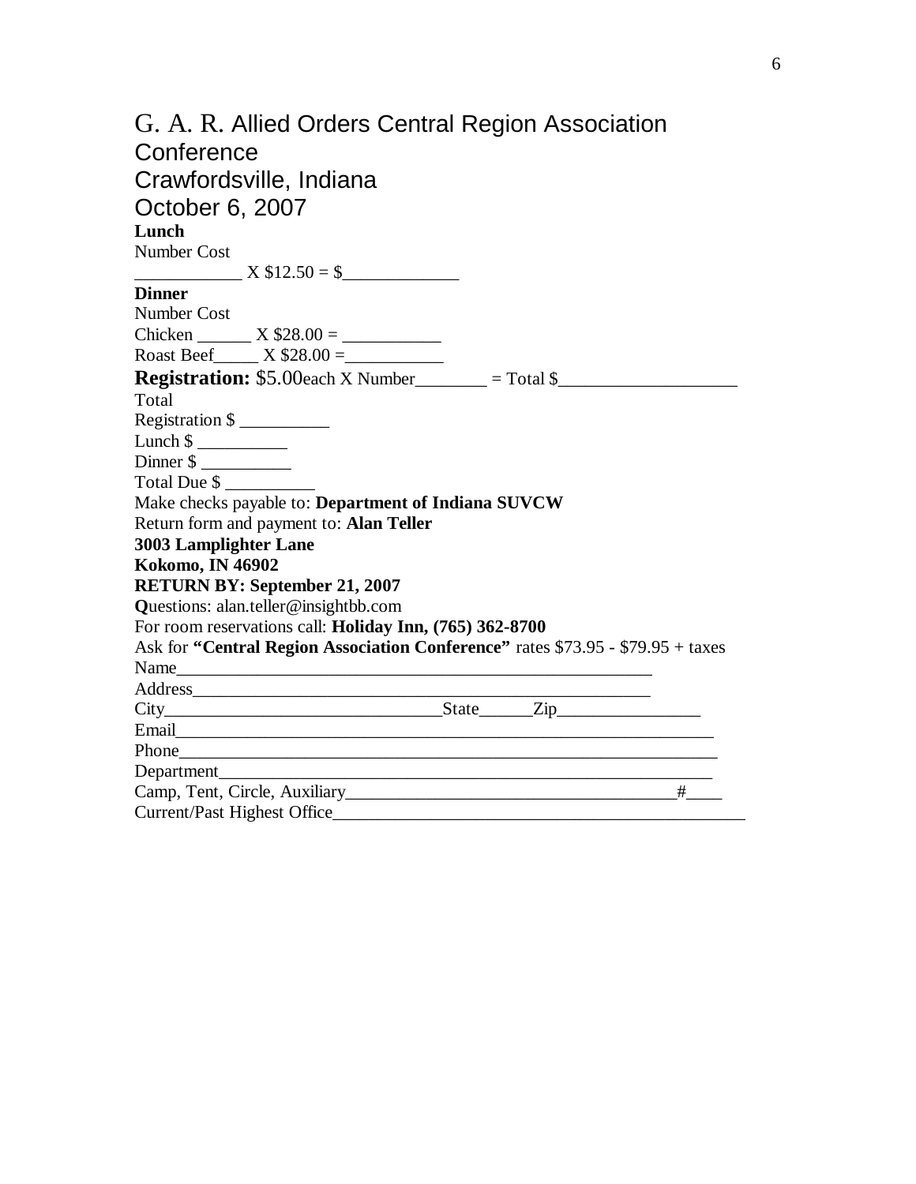# G. A. R. Allied Orders Central Region Association Conference
# Crawfordsville, Indiana
# October 6, 2007

**Lunch**

Number Cost

____________ X $12.50 = $_____________

**Dinner**

Number Cost

Chicken ______ X $28.00 = ___________

Roast Beef_____ X $28.00 =___________

**Registration:** $5.00each X Number________ = Total $___________________

Total

Registration $ __________

Lunch $ __________

Dinner $ __________

Total Due $ __________

Make checks payable to: **Department of Indiana SUVCW**

Return form and payment to: **Alan Teller**

**3003 Lamplighter Lane**

**Kokomo, IN 46902**

**RETURN BY: September 21, 2007**

**Q**uestions: alan.teller@insightbb.com

For room reservations call: **Holiday Inn, (765) 362-8700**

Ask for **"Central Region Association Conference"** rates $73.95 - $79.95 + taxes

Name_______________________________________________________

Address_____________________________________________________

City_______________________________State______Zip________________

Email______________________________________________________________

Phone______________________________________________________________

Department_________________________________________________________

Camp, Tent, Circle, Auxiliary_____________________________________#____

Current/Past Highest Office_______________________________________________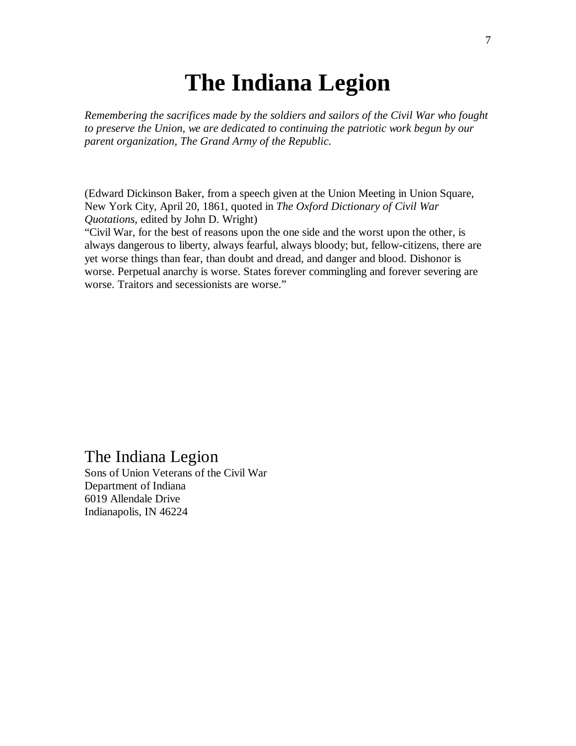# The Indiana Legion

*Remembering the sacrifices made by the soldiers and sailors of the Civil War who fought to preserve the Union, we are dedicated to continuing the patriotic work begun by our parent organization, The Grand Army of the Republic.*

(Edward Dickinson Baker, from a speech given at the Union Meeting in Union Square, New York City, April 20, 1861, quoted in *The Oxford Dictionary of Civil War Quotations,* edited by John D. Wright)
"Civil War, for the best of reasons upon the one side and the worst upon the other, is always dangerous to liberty, always fearful, always bloody; but, fellow-citizens, there are yet worse things than fear, than doubt and dread, and danger and blood. Dishonor is worse. Perpetual anarchy is worse. States forever commingling and forever severing are worse. Traitors and secessionists are worse."

The Indiana Legion
Sons of Union Veterans of the Civil War
Department of Indiana
6019 Allendale Drive
Indianapolis, IN 46224